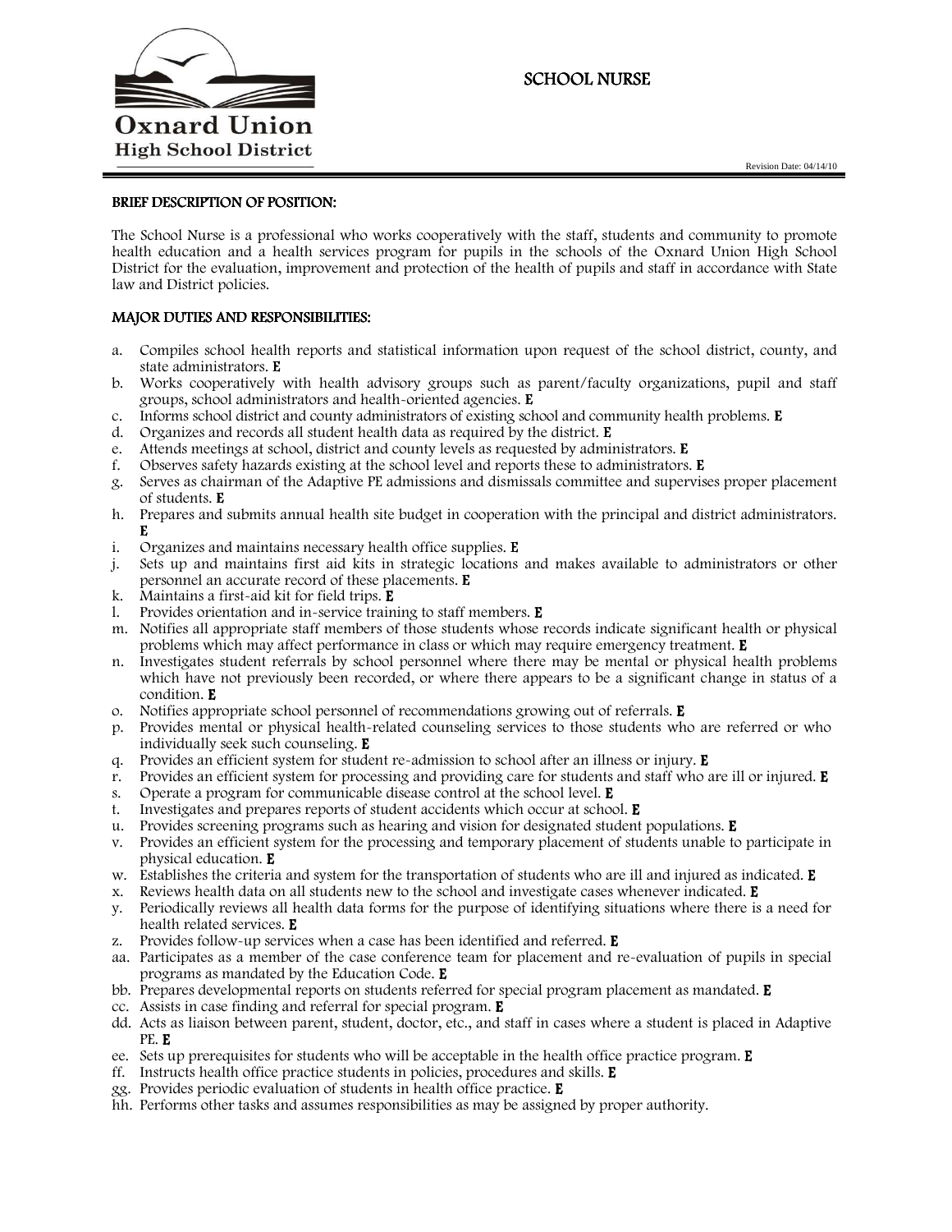# SCHOOL NURSE

**Oxnard Union High School District**

Revision Date: 04/14/10

## BRIEF DESCRIPTION OF POSITION:

The School Nurse is a professional who works cooperatively with the staff, students and community to promote health education and a health services program for pupils in the schools of the Oxnard Union High School District for the evaluation, improvement and protection of the health of pupils and staff in accordance with State law and District policies.

## MAJOR DUTIES AND RESPONSIBILITIES:

a. Compiles school health reports and statistical information upon request of the school district, county, and state administrators. **E**
b. Works cooperatively with health advisory groups such as parent/faculty organizations, pupil and staff groups, school administrators and health-oriented agencies. **E**
c. Informs school district and county administrators of existing school and community health problems. **E**
d. Organizes and records all student health data as required by the district. **E**
e. Attends meetings at school, district and county levels as requested by administrators. **E**
f. Observes safety hazards existing at the school level and reports these to administrators. **E**
g. Serves as chairman of the Adaptive PE admissions and dismissals committee and supervises proper placement of students. **E**
h. Prepares and submits annual health site budget in cooperation with the principal and district administrators. **E**
i. Organizes and maintains necessary health office supplies. **E**
j. Sets up and maintains first aid kits in strategic locations and makes available to administrators or other personnel an accurate record of these placements. **E**
k. Maintains a first-aid kit for field trips. **E**
l. Provides orientation and in-service training to staff members. **E**
m. Notifies all appropriate staff members of those students whose records indicate significant health or physical problems which may affect performance in class or which may require emergency treatment. **E**
n. Investigates student referrals by school personnel where there may be mental or physical health problems which have not previously been recorded, or where there appears to be a significant change in status of a condition. **E**
o. Notifies appropriate school personnel of recommendations growing out of referrals. **E**
p. Provides mental or physical health-related counseling services to those students who are referred or who individually seek such counseling. **E**
q. Provides an efficient system for student re-admission to school after an illness or injury. **E**
r. Provides an efficient system for processing and providing care for students and staff who are ill or injured. **E**
s. Operate a program for communicable disease control at the school level. **E**
t. Investigates and prepares reports of student accidents which occur at school. **E**
u. Provides screening programs such as hearing and vision for designated student populations. **E**
v. Provides an efficient system for the processing and temporary placement of students unable to participate in physical education. **E**
w. Establishes the criteria and system for the transportation of students who are ill and injured as indicated. **E**
x. Reviews health data on all students new to the school and investigate cases whenever indicated. **E**
y. Periodically reviews all health data forms for the purpose of identifying situations where there is a need for health related services. **E**
z. Provides follow-up services when a case has been identified and referred. **E**
aa. Participates as a member of the case conference team for placement and re-evaluation of pupils in special programs as mandated by the Education Code. **E**
bb. Prepares developmental reports on students referred for special program placement as mandated. **E**
cc. Assists in case finding and referral for special program. **E**
dd. Acts as liaison between parent, student, doctor, etc., and staff in cases where a student is placed in Adaptive PE. **E**
ee. Sets up prerequisites for students who will be acceptable in the health office practice program. **E**
ff. Instructs health office practice students in policies, procedures and skills. **E**
gg. Provides periodic evaluation of students in health office practice. **E**
hh. Performs other tasks and assumes responsibilities as may be assigned by proper authority.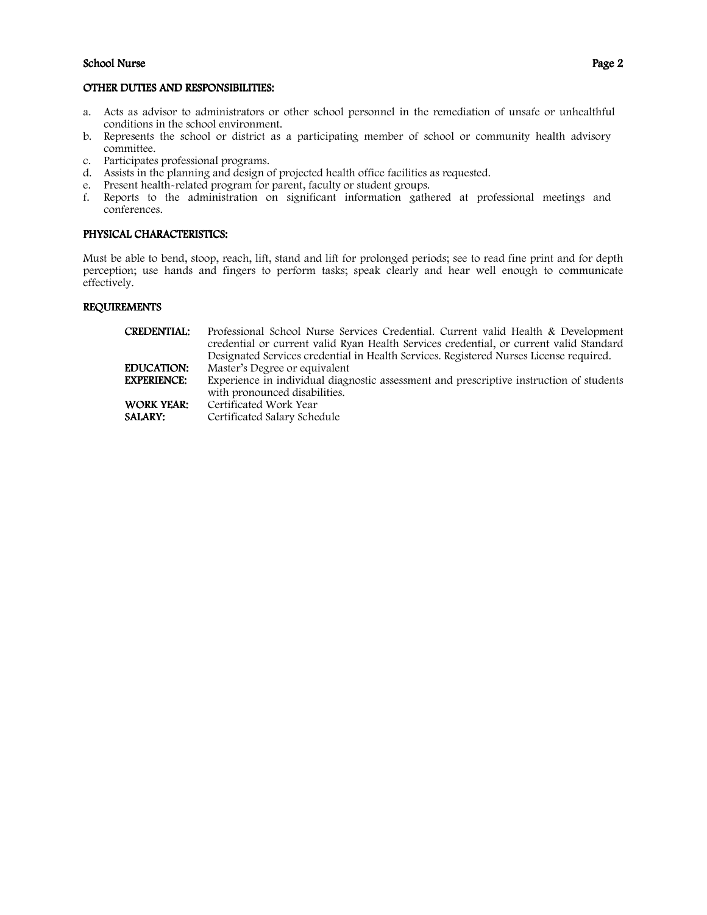## OTHER DUTIES AND RESPONSIBILITIES:

a. Acts as advisor to administrators or other school personnel in the remediation of unsafe or unhealthful conditions in the school environment.
b. Represents the school or district as a participating member of school or community health advisory committee.
c. Participates professional programs.
d. Assists in the planning and design of projected health office facilities as requested.
e. Present health-related program for parent, faculty or student groups.
f. Reports to the administration on significant information gathered at professional meetings and conferences.

## PHYSICAL CHARACTERISTICS:

Must be able to bend, stoop, reach, lift, stand and lift for prolonged periods; see to read fine print and for depth perception; use hands and fingers to perform tasks; speak clearly and hear well enough to communicate effectively.

## REQUIREMENTS

**CREDENTIAL:** Professional School Nurse Services Credential. Current valid Health & Development credential or current valid Ryan Health Services credential, or current valid Standard Designated Services credential in Health Services. Registered Nurses License required.

**EDUCATION:** Master's Degree or equivalent

**EXPERIENCE:** Experience in individual diagnostic assessment and prescriptive instruction of students with pronounced disabilities.

**WORK YEAR:** Certificated Work Year

**SALARY:** Certificated Salary Schedule